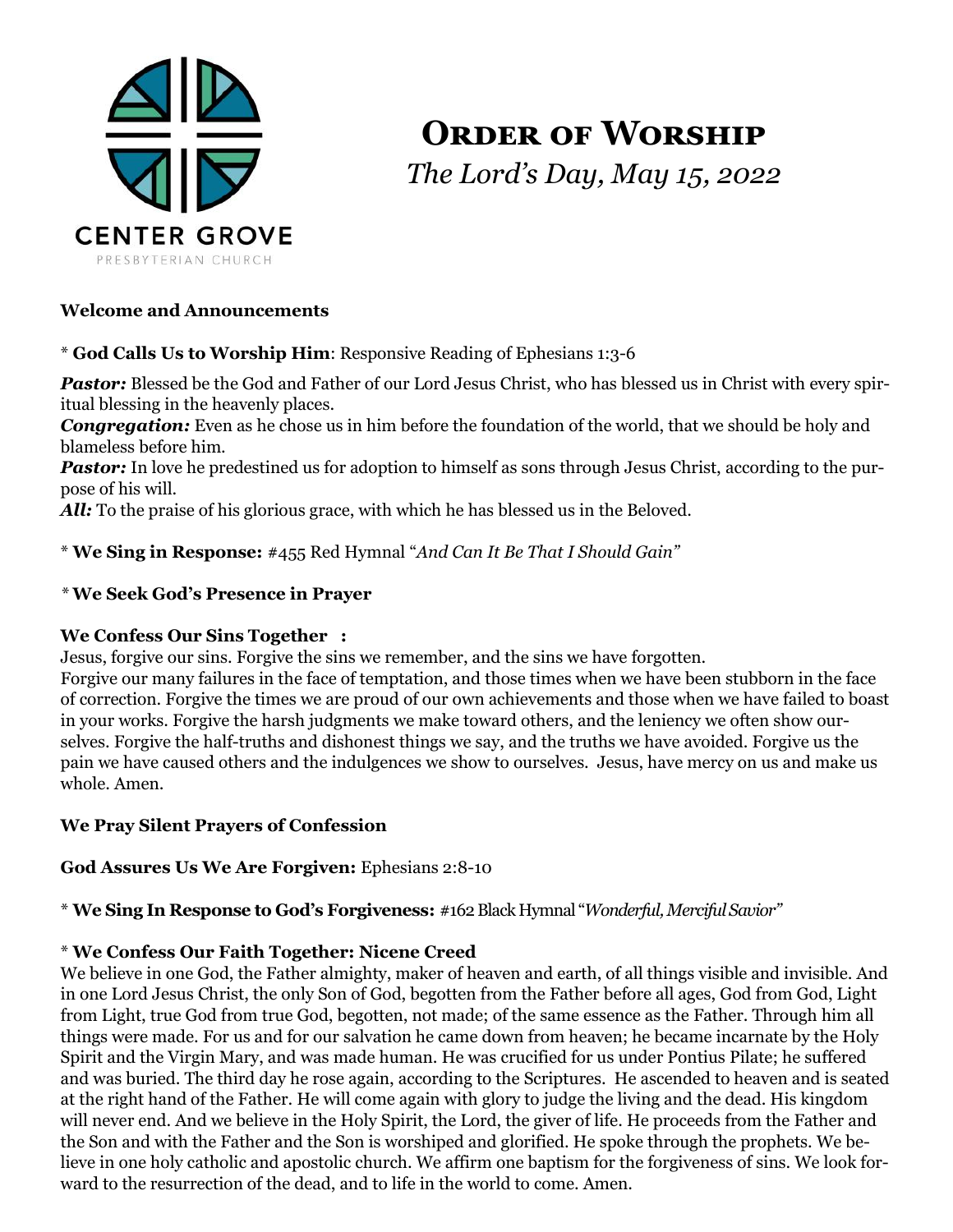CENTER GROVE
PRESBYTERIAN CHURCH

# Order of Worship

*The Lord's Day, May 15, 2022*

**Welcome and Announcements**

* **God Calls Us to Worship Him**: Responsive Reading of Ephesians 1:3-6

***Pastor:*** Blessed be the God and Father of our Lord Jesus Christ, who has blessed us in Christ with every spiritual blessing in the heavenly places.
***Congregation:*** Even as he chose us in him before the foundation of the world, that we should be holy and blameless before him.
***Pastor:*** In love he predestined us for adoption to himself as sons through Jesus Christ, according to the purpose of his will.
***All:*** To the praise of his glorious grace, with which he has blessed us in the Beloved.

* **We Sing in Response:** #455 Red Hymnal "*And Can It Be That I Should Gain"*

* **We Seek God's Presence in Prayer**

**We Confess Our Sins Together :**
Jesus, forgive our sins. Forgive the sins we remember, and the sins we have forgotten.
Forgive our many failures in the face of temptation, and those times when we have been stubborn in the face of correction. Forgive the times we are proud of our own achievements and those when we have failed to boast in your works. Forgive the harsh judgments we make toward others, and the leniency we often show ourselves. Forgive the half-truths and dishonest things we say, and the truths we have avoided. Forgive us the pain we have caused others and the indulgences we show to ourselves. Jesus, have mercy on us and make us whole. Amen.

**We Pray Silent Prayers of Confession**

**God Assures Us We Are Forgiven:** Ephesians 2:8-10

* **We Sing In Response to God's Forgiveness:** #162 Black Hymnal "*Wonderful, Merciful Savior"*

* **We Confess Our Faith Together: Nicene Creed**
We believe in one God, the Father almighty, maker of heaven and earth, of all things visible and invisible. And in one Lord Jesus Christ, the only Son of God, begotten from the Father before all ages, God from God, Light from Light, true God from true God, begotten, not made; of the same essence as the Father. Through him all things were made. For us and for our salvation he came down from heaven; he became incarnate by the Holy Spirit and the Virgin Mary, and was made human. He was crucified for us under Pontius Pilate; he suffered and was buried. The third day he rose again, according to the Scriptures. He ascended to heaven and is seated at the right hand of the Father. He will come again with glory to judge the living and the dead. His kingdom will never end. And we believe in the Holy Spirit, the Lord, the giver of life. He proceeds from the Father and the Son and with the Father and the Son is worshiped and glorified. He spoke through the prophets. We believe in one holy catholic and apostolic church. We affirm one baptism for the forgiveness of sins. We look forward to the resurrection of the dead, and to life in the world to come. Amen.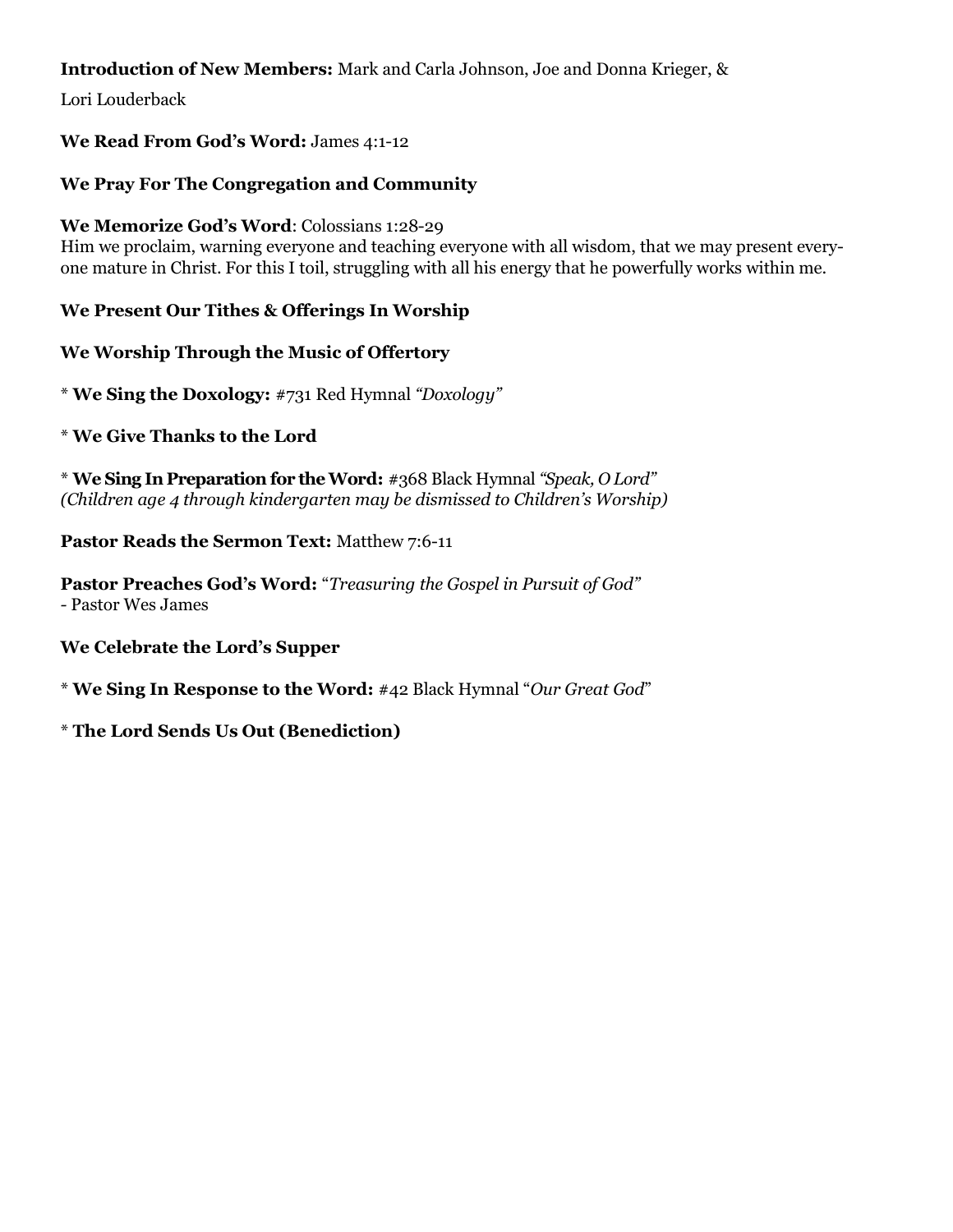**Introduction of New Members:** Mark and Carla Johnson, Joe and Donna Krieger, &

Lori Louderback

**We Read From God's Word:** James 4:1-12

**We Pray For The Congregation and Community**

**We Memorize God's Word**: Colossians 1:28-29
Him we proclaim, warning everyone and teaching everyone with all wisdom, that we may present everyone mature in Christ. For this I toil, struggling with all his energy that he powerfully works within me.

**We Present Our Tithes & Offerings In Worship**

**We Worship Through the Music of Offertory**

\* **We Sing the Doxology:** #731 Red Hymnal *"Doxology"*

\* **We Give Thanks to the Lord**

\* **We Sing In Preparation for the Word:** #368 Black Hymnal *"Speak, O Lord"*
*(Children age 4 through kindergarten may be dismissed to Children's Worship)*

**Pastor Reads the Sermon Text:** Matthew 7:6-11

**Pastor Preaches God's Word:** "*Treasuring the Gospel in Pursuit of God"*
\- Pastor Wes James

**We Celebrate the Lord's Supper**

\* **We Sing In Response to the Word:** #42 Black Hymnal "*Our Great God*"

\* **The Lord Sends Us Out (Benediction)**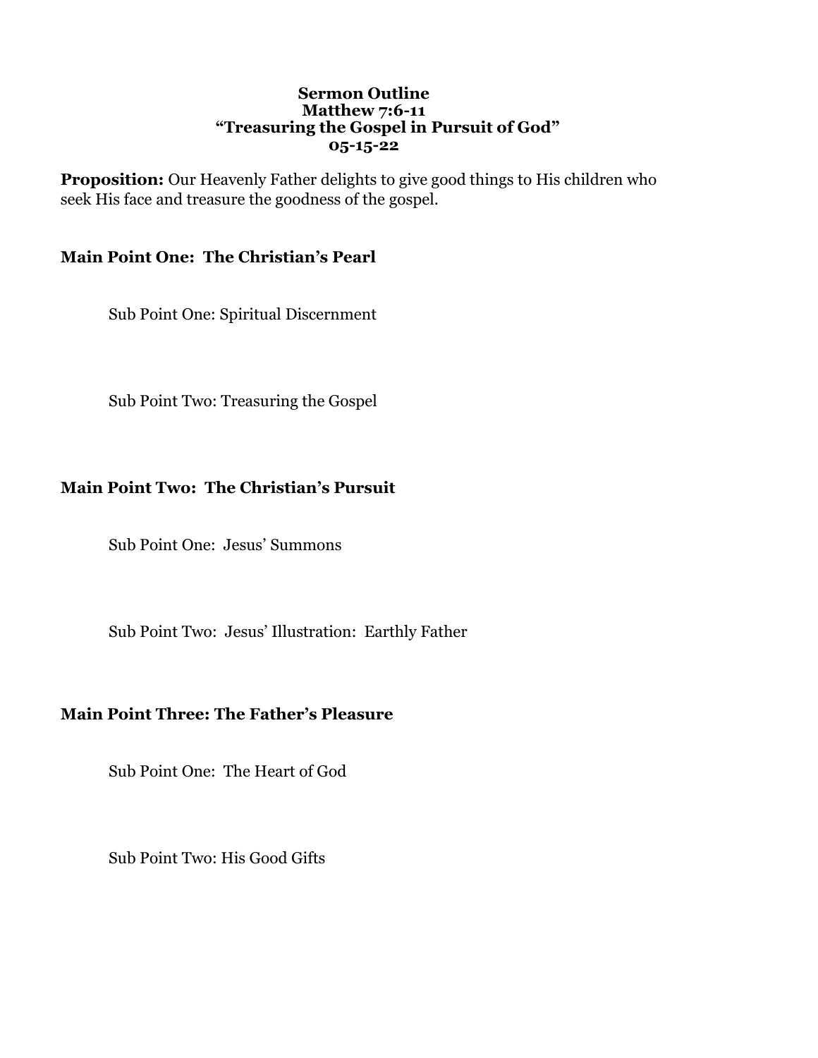# Sermon Outline
## Matthew 7:6-11
## "Treasuring the Gospel in Pursuit of God"
## 05-15-22

**Proposition:** Our Heavenly Father delights to give good things to His children who seek His face and treasure the goodness of the gospel.

**Main Point One: The Christian's Pearl**

Sub Point One: Spiritual Discernment

Sub Point Two: Treasuring the Gospel

**Main Point Two: The Christian's Pursuit**

Sub Point One: Jesus' Summons

Sub Point Two: Jesus' Illustration: Earthly Father

**Main Point Three: The Father's Pleasure**

Sub Point One: The Heart of God

Sub Point Two: His Good Gifts